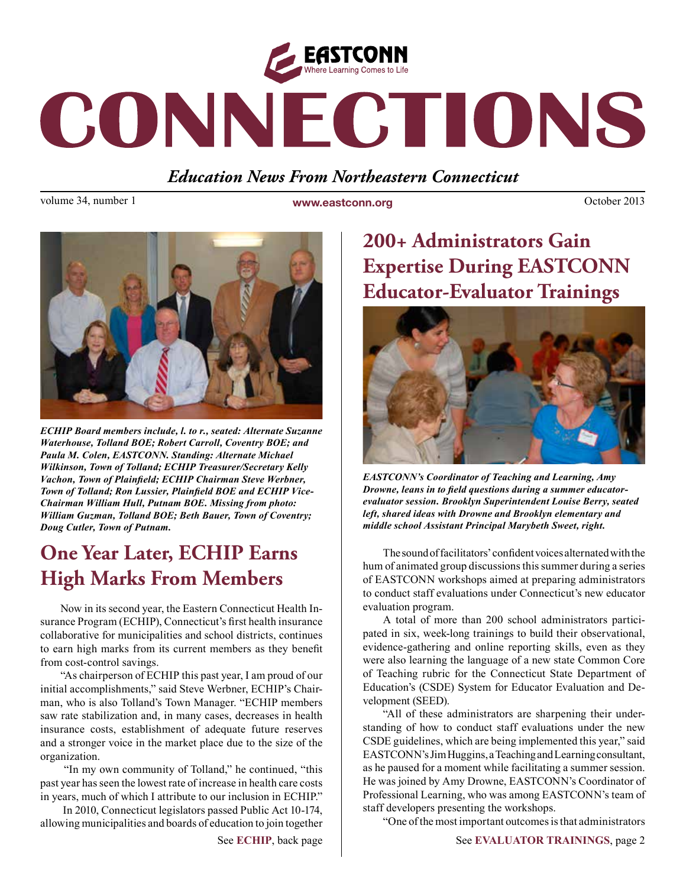# EASTCONN

Where Learning Comes to Life

# CONNECTIONS

*Education News From Northeastern Connecticut*

volume 34, number 1 | www.eastconn.org | October 2013

***ECHIP Board members include, l. to r., seated: Alternate Suzanne Waterhouse, Tolland BOE; Robert Carroll, Coventry BOE; and Paula M. Colen, EASTCONN. Standing: Alternate Michael Wilkinson, Town of Tolland; ECHIP Treasurer/Secretary Kelly Vachon, Town of Plainfield; ECHIP Chairman Steve Werbner, Town of Tolland; Ron Lussier, Plainfield BOE and ECHIP Vice-Chairman William Hull, Putnam BOE. Missing from photo: William Guzman, Tolland BOE; Beth Bauer, Town of Coventry; Doug Cutler, Town of Putnam.***

## One Year Later, ECHIP Earns High Marks From Members

Now in its second year, the Eastern Connecticut Health Insurance Program (ECHIP), Connecticut's first health insurance collaborative for municipalities and school districts, continues to earn high marks from its current members as they benefit from cost-control savings.

"As chairperson of ECHIP this past year, I am proud of our initial accomplishments," said Steve Werbner, ECHIP's Chairman, who is also Tolland's Town Manager. "ECHIP members saw rate stabilization and, in many cases, decreases in health insurance costs, establishment of adequate future reserves and a stronger voice in the market place due to the size of the organization.

"In my own community of Tolland," he continued, "this past year has seen the lowest rate of increase in health care costs in years, much of which I attribute to our inclusion in ECHIP."

In 2010, Connecticut legislators passed Public Act 10-174, allowing municipalities and boards of education to join together

See **ECHIP**, back page

## 200+ Administrators Gain Expertise During EASTCONN Educator-Evaluator Trainings

***EASTCONN's Coordinator of Teaching and Learning, Amy Drowne, leans in to field questions during a summer educator-evaluator session. Brooklyn Superintendent Louise Berry, seated left, shared ideas with Drowne and Brooklyn elementary and middle school Assistant Principal Marybeth Sweet, right.***

The sound of facilitators' confident voices alternated with the hum of animated group discussions this summer during a series of EASTCONN workshops aimed at preparing administrators to conduct staff evaluations under Connecticut's new educator evaluation program.

A total of more than 200 school administrators participated in six, week-long trainings to build their observational, evidence-gathering and online reporting skills, even as they were also learning the language of a new state Common Core of Teaching rubric for the Connecticut State Department of Education's (CSDE) System for Educator Evaluation and Development (SEED).

"All of these administrators are sharpening their understanding of how to conduct staff evaluations under the new CSDE guidelines, which are being implemented this year," said EASTCONN's Jim Huggins, a Teaching and Learning consultant, as he paused for a moment while facilitating a summer session. He was joined by Amy Drowne, EASTCONN's Coordinator of Professional Learning, who was among EASTCONN's team of staff developers presenting the workshops.

"One of the most important outcomes is that administrators

See **EVALUATOR TRAININGS**, page 2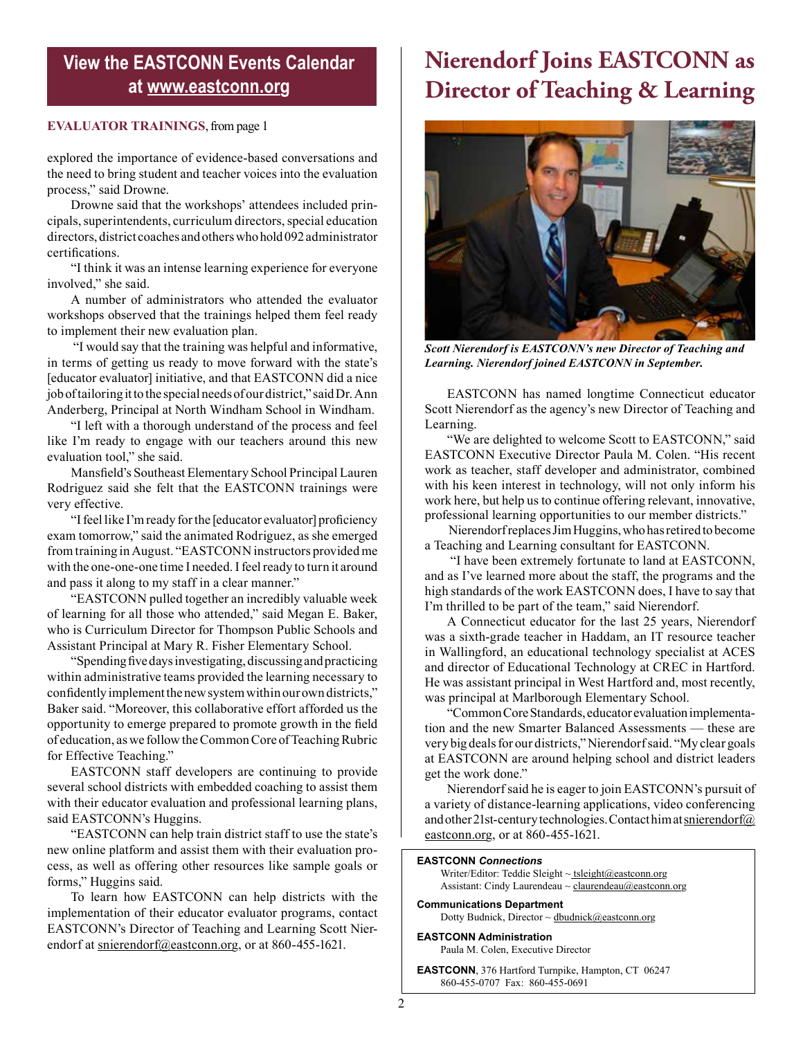**View the EASTCONN Events Calendar at www.eastconn.org**

**EVALUATOR TRAININGS**, from page 1

explored the importance of evidence-based conversations and the need to bring student and teacher voices into the evaluation process," said Drowne.

Drowne said that the workshops' attendees included principals, superintendents, curriculum directors, special education directors, district coaches and others who hold 092 administrator certifications.

"I think it was an intense learning experience for everyone involved," she said.

A number of administrators who attended the evaluator workshops observed that the trainings helped them feel ready to implement their new evaluation plan.

"I would say that the training was helpful and informative, in terms of getting us ready to move forward with the state's [educator evaluator] initiative, and that EASTCONN did a nice job of tailoring it to the special needs of our district," said Dr. Ann Anderberg, Principal at North Windham School in Windham.

"I left with a thorough understanding of the process and feel like I'm ready to engage with our teachers around this new evaluation tool," she said.

Mansfield's Southeast Elementary School Principal Lauren Rodriguez said she felt that the EASTCONN trainings were very effective.

"I feel like I'm ready for the [educator evaluator] proficiency exam tomorrow," said the animated Rodriguez, as she emerged from training in August. "EASTCONN instructors provided me with the one-one-one time I needed. I feel ready to turn it around and pass it along to my staff in a clear manner."

"EASTCONN pulled together an incredibly valuable week of learning for all those who attended," said Megan E. Baker, who is Curriculum Director for Thompson Public Schools and Assistant Principal at Mary R. Fisher Elementary School.

"Spending five days investigating, discussing and practicing within administrative teams provided the learning necessary to confidently implement the new system within our own districts," Baker said. "Moreover, this collaborative effort afforded us the opportunity to emerge prepared to promote growth in the field of education, as we follow the Common Core of Teaching Rubric for Effective Teaching."

EASTCONN staff developers are continuing to provide several school districts with embedded coaching to assist them with their educator evaluation and professional learning plans, said EASTCONN's Huggins.

"EASTCONN can help train district staff to use the state's new online platform and assist them with their evaluation process, as well as offering other resources like sample goals or forms," Huggins said.

To learn how EASTCONN can help districts with the implementation of their educator evaluator programs, contact EASTCONN's Director of Teaching and Learning Scott Nierendorf at snierendorf@eastconn.org, or at 860-455-1621.

# Nierendorf Joins EASTCONN as Director of Teaching & Learning

***Scott Nierendorf is EASTCONN's new Director of Teaching and Learning. Nierendorf joined EASTCONN in September.***

EASTCONN has named longtime Connecticut educator Scott Nierendorf as the agency's new Director of Teaching and Learning.

"We are delighted to welcome Scott to EASTCONN," said EASTCONN Executive Director Paula M. Colen. "His recent work as teacher, staff developer and administrator, combined with his keen interest in technology, will not only inform his work here, but help us to continue offering relevant, innovative, professional learning opportunities to our member districts."

Nierendorf replaces Jim Huggins, who has retired to become a Teaching and Learning consultant for EASTCONN.

"I have been extremely fortunate to land at EASTCONN, and as I've learned more about the staff, the programs and the high standards of the work EASTCONN does, I have to say that I'm thrilled to be part of the team," said Nierendorf.

A Connecticut educator for the last 25 years, Nierendorf was a sixth-grade teacher in Haddam, an IT resource teacher in Wallingford, an educational technology specialist at ACES and director of Educational Technology at CREC in Hartford. He was assistant principal in West Hartford and, most recently, was principal at Marlborough Elementary School.

"Common Core Standards, educator evaluation implementation and the new Smarter Balanced Assessments — these are very big deals for our districts," Nierendorf said. "My clear goals at EASTCONN are around helping school and district leaders get the work done."

Nierendorf said he is eager to join EASTCONN's pursuit of a variety of distance-learning applications, video conferencing and other 21st-century technologies. Contact him at snierendorf@eastconn.org, or at 860-455-1621.

**EASTCONN *Connections***
Writer/Editor: Teddie Sleight ~ tsleight@eastconn.org
Assistant: Cindy Laurendeau ~ claurendeau@eastconn.org

**Communications Department**
Dotty Budnick, Director ~ dbudnick@eastconn.org

**EASTCONN Administration**
Paula M. Colen, Executive Director

**EASTCONN**, 376 Hartford Turnpike, Hampton, CT 06247
860-455-0707 Fax: 860-455-0691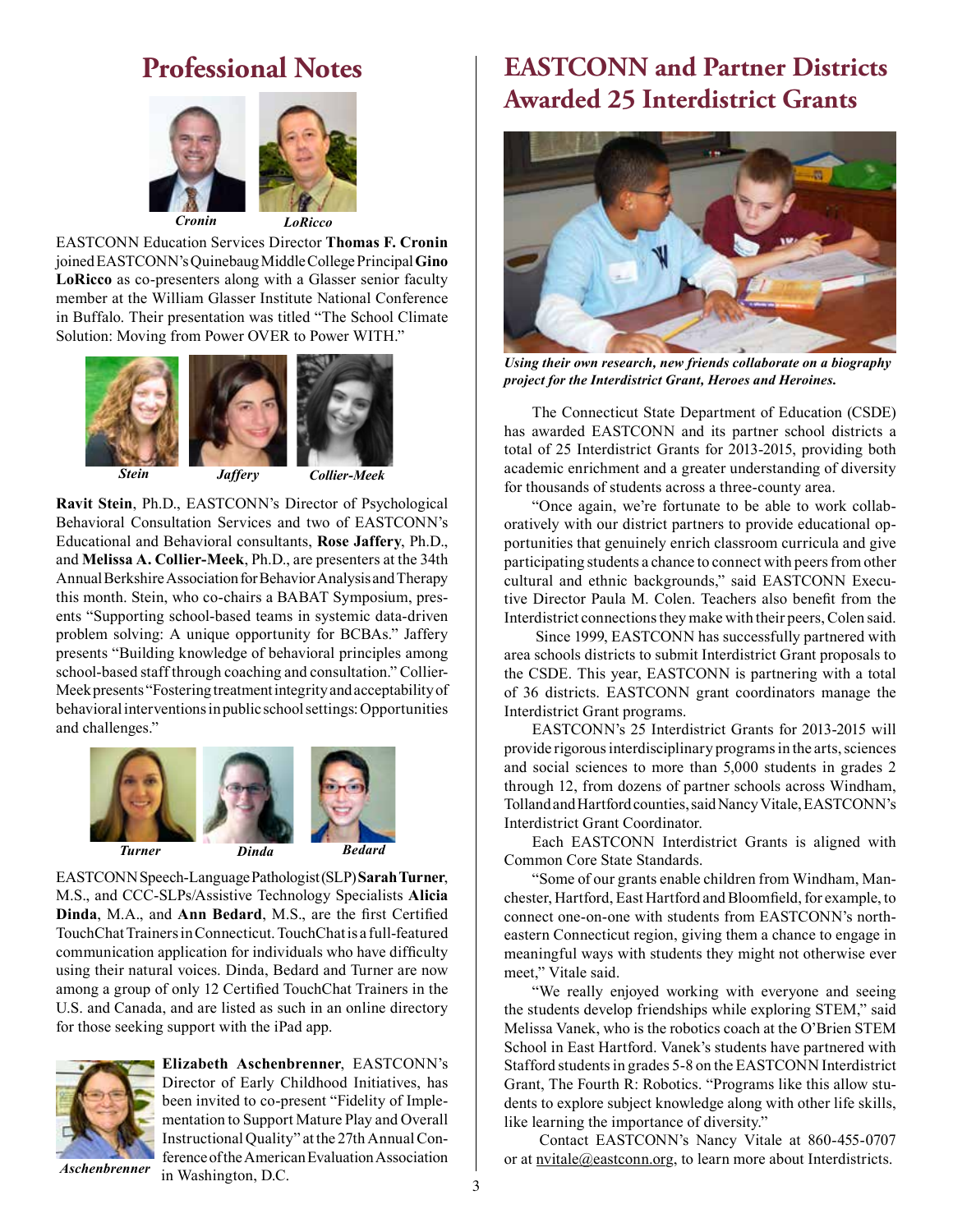# Professional Notes

*Cronin* *LoRicco*

EASTCONN Education Services Director **Thomas F. Cronin** joined EASTCONN's Quinebaug Middle College Principal **Gino LoRicco** as co-presenters along with a Glasser senior faculty member at the William Glasser Institute National Conference in Buffalo. Their presentation was titled "The School Climate Solution: Moving from Power OVER to Power WITH."

*Stein* *Jaffery* *Collier-Meek*

**Ravit Stein**, Ph.D., EASTCONN's Director of Psychological Behavioral Consultation Services and two of EASTCONN's Educational and Behavioral consultants, **Rose Jaffery**, Ph.D., and **Melissa A. Collier-Meek**, Ph.D., are presenters at the 34th Annual Berkshire Association for Behavior Analysis and Therapy this month. Stein, who co-chairs a BABAT Symposium, presents "Supporting school-based teams in systemic data-driven problem solving: A unique opportunity for BCBAs." Jaffery presents "Building knowledge of behavioral principles among school-based staff through coaching and consultation." Collier-Meek presents "Fostering treatment integrity and acceptability of behavioral interventions in public school settings: Opportunities and challenges."

*Turner* *Dinda* *Bedard*

EASTCONN Speech-Language Pathologist (SLP) **Sarah Turner**, M.S., and CCC-SLPs/Assistive Technology Specialists **Alicia Dinda**, M.A., and **Ann Bedard**, M.S., are the first Certified TouchChat Trainers in Connecticut. TouchChat is a full-featured communication application for individuals who have difficulty using their natural voices. Dinda, Bedard and Turner are now among a group of only 12 Certified TouchChat Trainers in the U.S. and Canada, and are listed as such in an online directory for those seeking support with the iPad app.

*Aschenbrenner*

**Elizabeth Aschenbrenner**, EASTCONN's Director of Early Childhood Initiatives, has been invited to co-present "Fidelity of Implementation to Support Mature Play and Overall Instructional Quality" at the 27th Annual Conference of the American Evaluation Association in Washington, D.C.

# EASTCONN and Partner Districts Awarded 25 Interdistrict Grants

*Using their own research, new friends collaborate on a biography project for the Interdistrict Grant, Heroes and Heroines.*

The Connecticut State Department of Education (CSDE) has awarded EASTCONN and its partner school districts a total of 25 Interdistrict Grants for 2013-2015, providing both academic enrichment and a greater understanding of diversity for thousands of students across a three-county area.

"Once again, we're fortunate to be able to work collaboratively with our district partners to provide educational opportunities that genuinely enrich classroom curricula and give participating students a chance to connect with peers from other cultural and ethnic backgrounds," said EASTCONN Executive Director Paula M. Colen. Teachers also benefit from the Interdistrict connections they make with their peers, Colen said.

Since 1999, EASTCONN has successfully partnered with area schools districts to submit Interdistrict Grant proposals to the CSDE. This year, EASTCONN is partnering with a total of 36 districts. EASTCONN grant coordinators manage the Interdistrict Grant programs.

EASTCONN's 25 Interdistrict Grants for 2013-2015 will provide rigorous interdisciplinary programs in the arts, sciences and social sciences to more than 5,000 students in grades 2 through 12, from dozens of partner schools across Windham, Tolland and Hartford counties, said Nancy Vitale, EASTCONN's Interdistrict Grant Coordinator.

Each EASTCONN Interdistrict Grants is aligned with Common Core State Standards.

"Some of our grants enable children from Windham, Manchester, Hartford, East Hartford and Bloomfield, for example, to connect one-on-one with students from EASTCONN's northeastern Connecticut region, giving them a chance to engage in meaningful ways with students they might not otherwise ever meet," Vitale said.

"We really enjoyed working with everyone and seeing the students develop friendships while exploring STEM," said Melissa Vanek, who is the robotics coach at the O'Brien STEM School in East Hartford. Vanek's students have partnered with Stafford students in grades 5-8 on the EASTCONN Interdistrict Grant, The Fourth R: Robotics. "Programs like this allow students to explore subject knowledge along with other life skills, like learning the importance of diversity."

Contact EASTCONN's Nancy Vitale at 860-455-0707 or at nvitale@eastconn.org, to learn more about Interdistricts.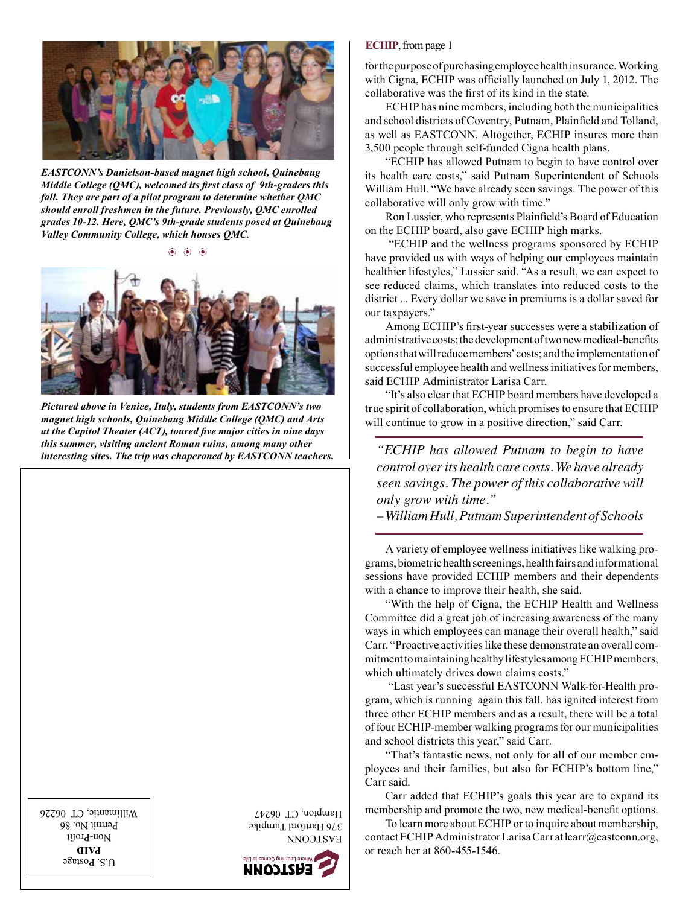*EASTCONN's Danielson-based magnet high school, Quinebaug Middle College (QMC), welcomed its first class of 9th-graders this fall. They are part of a pilot program to determine whether QMC should enroll freshmen in the future. Previously, QMC enrolled grades 10-12. Here, QMC's 9th-grade students posed at Quinebaug Valley Community College, which houses QMC.*

*Pictured above in Venice, Italy, students from EASTCONN's two magnet high schools, Quinebaug Middle College (QMC) and Arts at the Capitol Theater (ACT), toured five major cities in nine days this summer, visiting ancient Roman ruins, among many other interesting sites. The trip was chaperoned by EASTCONN teachers.*

EASTCONN
376 Hartford Turnpike
Hampton, CT 06247

U.S. Postage
**PAID**
Non-Profit
Permit No. 86
Willimantic, CT 06226

**ECHIP**, from page 1

for the purpose of purchasing employee health insurance. Working with Cigna, ECHIP was officially launched on July 1, 2012. The collaborative was the first of its kind in the state.

ECHIP has nine members, including both the municipalities and school districts of Coventry, Putnam, Plainfield and Tolland, as well as EASTCONN. Altogether, ECHIP insures more than 3,500 people through self-funded Cigna health plans.

"ECHIP has allowed Putnam to begin to have control over its health care costs," said Putnam Superintendent of Schools William Hull. "We have already seen savings. The power of this collaborative will only grow with time."

Ron Lussier, who represents Plainfield's Board of Education on the ECHIP board, also gave ECHIP high marks.

"ECHIP and the wellness programs sponsored by ECHIP have provided us with ways of helping our employees maintain healthier lifestyles," Lussier said. "As a result, we can expect to see reduced claims, which translates into reduced costs to the district ... Every dollar we save in premiums is a dollar saved for our taxpayers."

Among ECHIP's first-year successes were a stabilization of administrative costs; the development of two new medical-benefits options that will reduce members' costs; and the implementation of successful employee health and wellness initiatives for members, said ECHIP Administrator Larisa Carr.

"It's also clear that ECHIP board members have developed a true spirit of collaboration, which promises to ensure that ECHIP will continue to grow in a positive direction," said Carr.

> *"ECHIP has allowed Putnam to begin to have control over its health care costs. We have already seen savings. The power of this collaborative will only grow with time."*
> *– William Hull, Putnam Superintendent of Schools*

A variety of employee wellness initiatives like walking programs, biometric health screenings, health fairs and informational sessions have provided ECHIP members and their dependents with a chance to improve their health, she said.

"With the help of Cigna, the ECHIP Health and Wellness Committee did a great job of increasing awareness of the many ways in which employees can manage their overall health," said Carr. "Proactive activities like these demonstrate an overall commitment to maintaining healthy lifestyles among ECHIP members, which ultimately drives down claims costs."

"Last year's successful EASTCONN Walk-for-Health program, which is running again this fall, has ignited interest from three other ECHIP members and as a result, there will be a total of four ECHIP-member walking programs for our municipalities and school districts this year," said Carr.

"That's fantastic news, not only for all of our member employees and their families, but also for ECHIP's bottom line," Carr said.

Carr added that ECHIP's goals this year are to expand its membership and promote the two, new medical-benefit options.

To learn more about ECHIP or to inquire about membership, contact ECHIP Administrator Larisa Carr at lcarr@eastconn.org, or reach her at 860-455-1546.